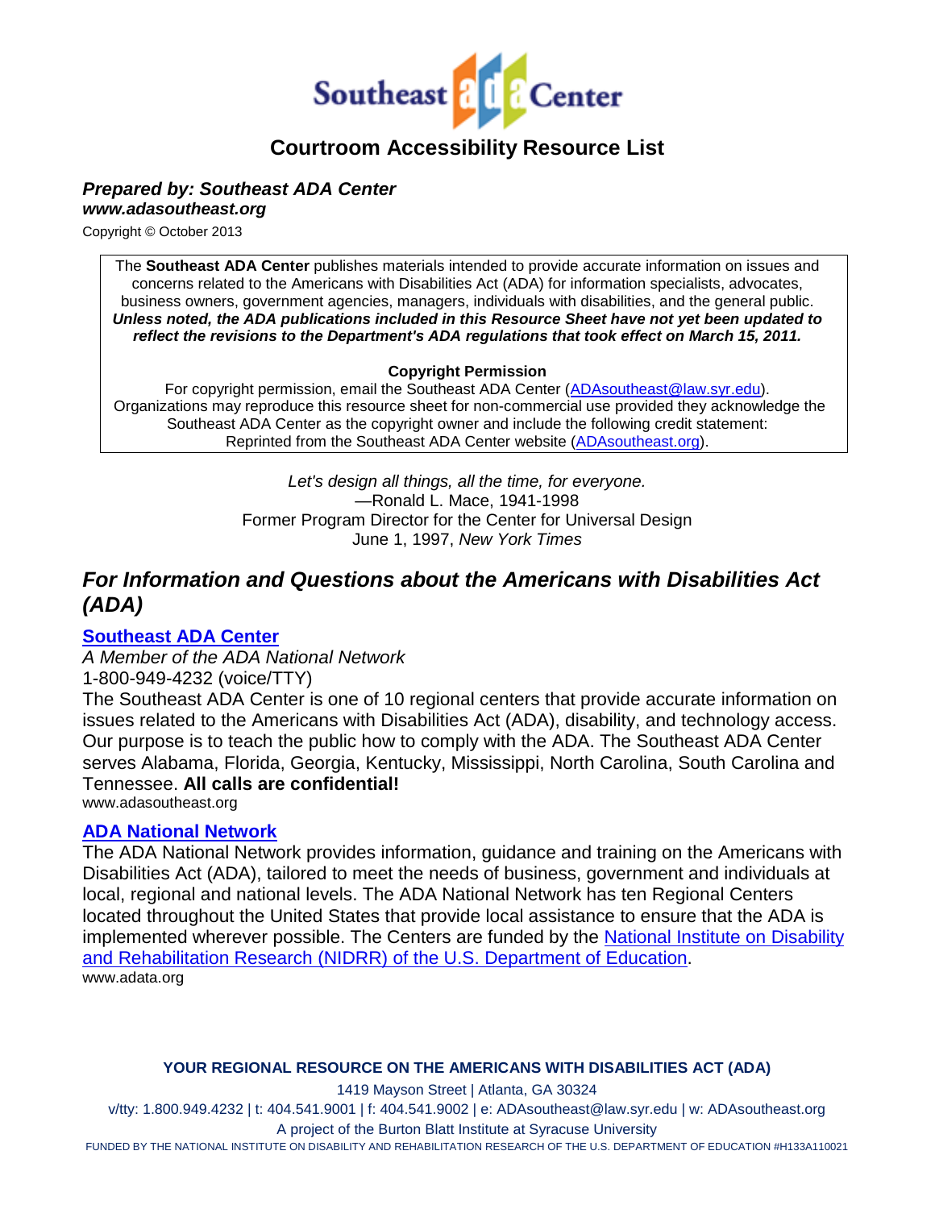# Courtroom Accessibility Resource List

***Prepared by: Southeast ADA Center***
***www.adasoutheast.org***

Copyright © October 2013

The **Southeast ADA Center** publishes materials intended to provide accurate information on issues and concerns related to the Americans with Disabilities Act (ADA) for information specialists, advocates, business owners, government agencies, managers, individuals with disabilities, and the general public. ***Unless noted, the ADA publications included in this Resource Sheet have not yet been updated to reflect the revisions to the Department's ADA regulations that took effect on March 15, 2011.***

**Copyright Permission**

For copyright permission, email the Southeast ADA Center (ADAsoutheast@law.syr.edu). Organizations may reproduce this resource sheet for non-commercial use provided they acknowledge the Southeast ADA Center as the copyright owner and include the following credit statement: Reprinted from the Southeast ADA Center website (ADAsoutheast.org).

*Let's design all things, all the time, for everyone.*
—Ronald L. Mace, 1941-1998
Former Program Director for the Center for Universal Design
June 1, 1997, *New York Times*

## *For Information and Questions about the Americans with Disabilities Act (ADA)*

### Southeast ADA Center

*A Member of the ADA National Network*
1-800-949-4232 (voice/TTY)
The Southeast ADA Center is one of 10 regional centers that provide accurate information on issues related to the Americans with Disabilities Act (ADA), disability, and technology access. Our purpose is to teach the public how to comply with the ADA. The Southeast ADA Center serves Alabama, Florida, Georgia, Kentucky, Mississippi, North Carolina, South Carolina and Tennessee. **All calls are confidential!**
www.adasoutheast.org

### ADA National Network

The ADA National Network provides information, guidance and training on the Americans with Disabilities Act (ADA), tailored to meet the needs of business, government and individuals at local, regional and national levels. The ADA National Network has ten Regional Centers located throughout the United States that provide local assistance to ensure that the ADA is implemented wherever possible. The Centers are funded by the National Institute on Disability and Rehabilitation Research (NIDRR) of the U.S. Department of Education.
www.adata.org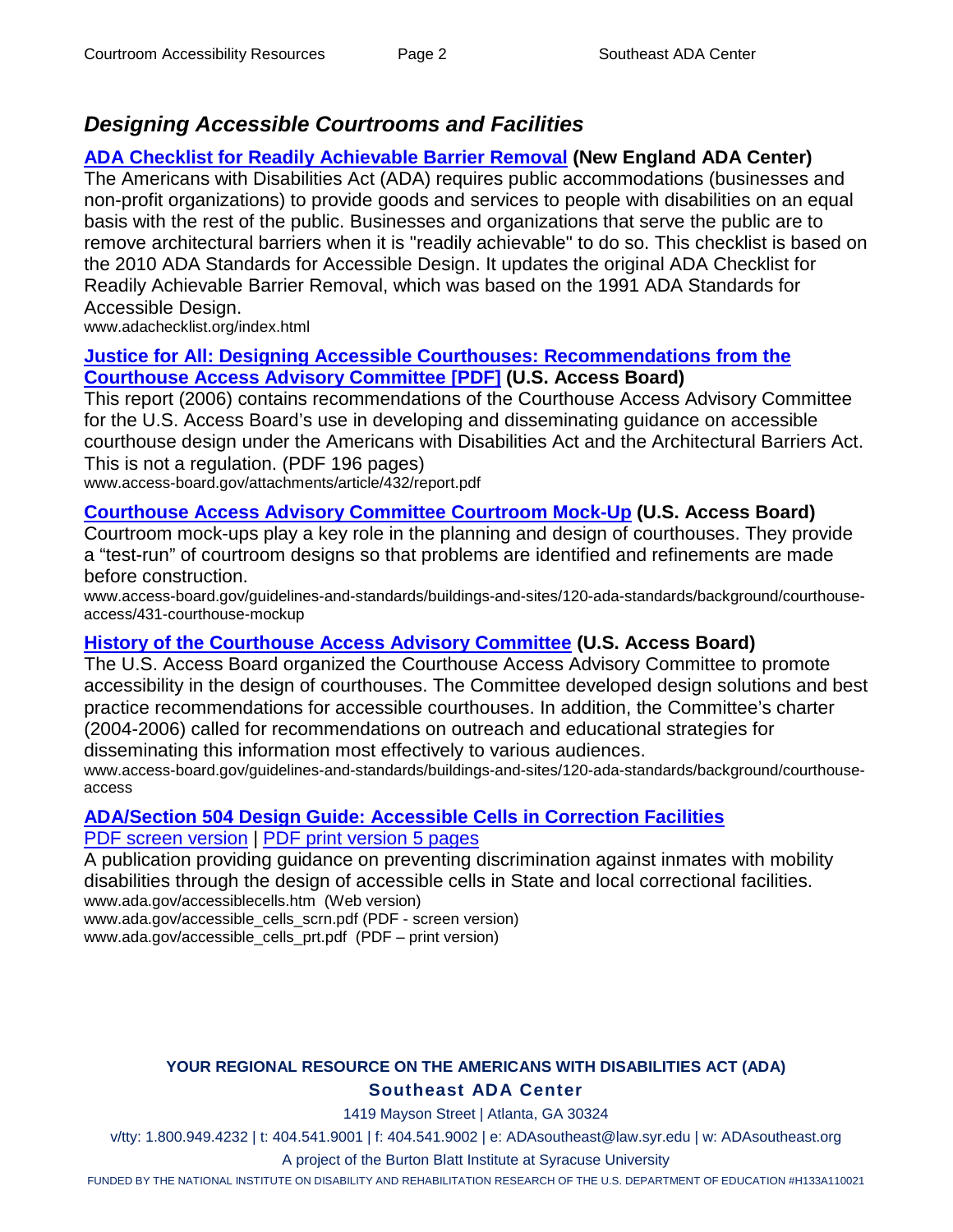## *Designing Accessible Courtrooms and Facilities*

**ADA Checklist for Readily Achievable Barrier Removal (New England ADA Center)**

The Americans with Disabilities Act (ADA) requires public accommodations (businesses and non-profit organizations) to provide goods and services to people with disabilities on an equal basis with the rest of the public. Businesses and organizations that serve the public are to remove architectural barriers when it is "readily achievable" to do so. This checklist is based on the 2010 ADA Standards for Accessible Design. It updates the original ADA Checklist for Readily Achievable Barrier Removal, which was based on the 1991 ADA Standards for Accessible Design.

www.adachecklist.org/index.html

**Justice for All: Designing Accessible Courthouses: Recommendations from the Courthouse Access Advisory Committee [PDF] (U.S. Access Board)**

This report (2006) contains recommendations of the Courthouse Access Advisory Committee for the U.S. Access Board's use in developing and disseminating guidance on accessible courthouse design under the Americans with Disabilities Act and the Architectural Barriers Act. This is not a regulation. (PDF 196 pages)

www.access-board.gov/attachments/article/432/report.pdf

**Courthouse Access Advisory Committee Courtroom Mock-Up (U.S. Access Board)**

Courtroom mock-ups play a key role in the planning and design of courthouses. They provide a "test-run" of courtroom designs so that problems are identified and refinements are made before construction.

www.access-board.gov/guidelines-and-standards/buildings-and-sites/120-ada-standards/background/courthouse-access/431-courthouse-mockup

**History of the Courthouse Access Advisory Committee (U.S. Access Board)**

The U.S. Access Board organized the Courthouse Access Advisory Committee to promote accessibility in the design of courthouses. The Committee developed design solutions and best practice recommendations for accessible courthouses. In addition, the Committee's charter (2004-2006) called for recommendations on outreach and educational strategies for disseminating this information most effectively to various audiences.

www.access-board.gov/guidelines-and-standards/buildings-and-sites/120-ada-standards/background/courthouse-access

**ADA/Section 504 Design Guide: Accessible Cells in Correction Facilities**

PDF screen version | PDF print version 5 pages

A publication providing guidance on preventing discrimination against inmates with mobility disabilities through the design of accessible cells in State and local correctional facilities.

www.ada.gov/accessiblecells.htm (Web version)
www.ada.gov/accessible_cells_scrn.pdf (PDF - screen version)
www.ada.gov/accessible_cells_prt.pdf (PDF – print version)

**YOUR REGIONAL RESOURCE ON THE AMERICANS WITH DISABILITIES ACT (ADA)**

**Southeast ADA Center**

1419 Mayson Street | Atlanta, GA 30324

v/tty: 1.800.949.4232 | t: 404.541.9001 | f: 404.541.9002 | e: ADAsoutheast@law.syr.edu | w: ADAsoutheast.org

A project of the Burton Blatt Institute at Syracuse University

FUNDED BY THE NATIONAL INSTITUTE ON DISABILITY AND REHABILITATION RESEARCH OF THE U.S. DEPARTMENT OF EDUCATION #H133A110021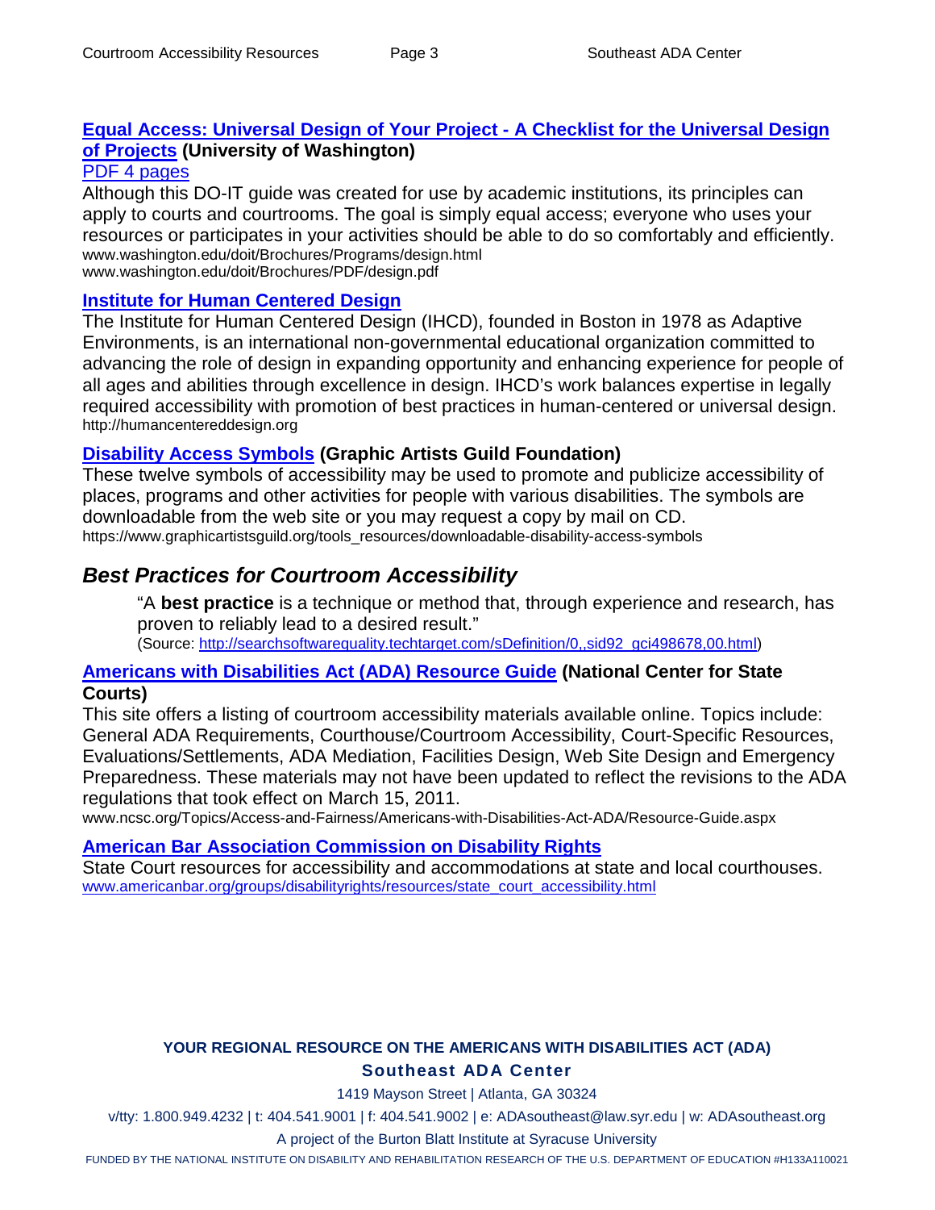**Equal Access: Universal Design of Your Project - A Checklist for the Universal Design of Projects (University of Washington)**

PDF 4 pages

Although this DO-IT guide was created for use by academic institutions, its principles can apply to courts and courtrooms. The goal is simply equal access; everyone who uses your resources or participates in your activities should be able to do so comfortably and efficiently.
www.washington.edu/doit/Brochures/Programs/design.html
www.washington.edu/doit/Brochures/PDF/design.pdf

**Institute for Human Centered Design**

The Institute for Human Centered Design (IHCD), founded in Boston in 1978 as Adaptive Environments, is an international non-governmental educational organization committed to advancing the role of design in expanding opportunity and enhancing experience for people of all ages and abilities through excellence in design. IHCD's work balances expertise in legally required accessibility with promotion of best practices in human-centered or universal design.
http://humancentereddesign.org

**Disability Access Symbols (Graphic Artists Guild Foundation)**

These twelve symbols of accessibility may be used to promote and publicize accessibility of places, programs and other activities for people with various disabilities. The symbols are downloadable from the web site or you may request a copy by mail on CD.
https://www.graphicartistsguild.org/tools_resources/downloadable-disability-access-symbols

## *Best Practices for Courtroom Accessibility*

> "A **best practice** is a technique or method that, through experience and research, has proven to reliably lead to a desired result."
> (Source: http://searchsoftwarequality.techtarget.com/sDefinition/0,,sid92_gci498678,00.html)

**Americans with Disabilities Act (ADA) Resource Guide (National Center for State Courts)**

This site offers a listing of courtroom accessibility materials available online. Topics include: General ADA Requirements, Courthouse/Courtroom Accessibility, Court-Specific Resources, Evaluations/Settlements, ADA Mediation, Facilities Design, Web Site Design and Emergency Preparedness. These materials may not have been updated to reflect the revisions to the ADA regulations that took effect on March 15, 2011.
www.ncsc.org/Topics/Access-and-Fairness/Americans-with-Disabilities-Act-ADA/Resource-Guide.aspx

**American Bar Association Commission on Disability Rights**

State Court resources for accessibility and accommodations at state and local courthouses.
www.americanbar.org/groups/disabilityrights/resources/state_court_accessibility.html

**YOUR REGIONAL RESOURCE ON THE AMERICANS WITH DISABILITIES ACT (ADA)**
**Southeast ADA Center**
1419 Mayson Street | Atlanta, GA 30324
v/tty: 1.800.949.4232 | t: 404.541.9001 | f: 404.541.9002 | e: ADAsoutheast@law.syr.edu | w: ADAsoutheast.org
A project of the Burton Blatt Institute at Syracuse University
FUNDED BY THE NATIONAL INSTITUTE ON DISABILITY AND REHABILITATION RESEARCH OF THE U.S. DEPARTMENT OF EDUCATION #H133A110021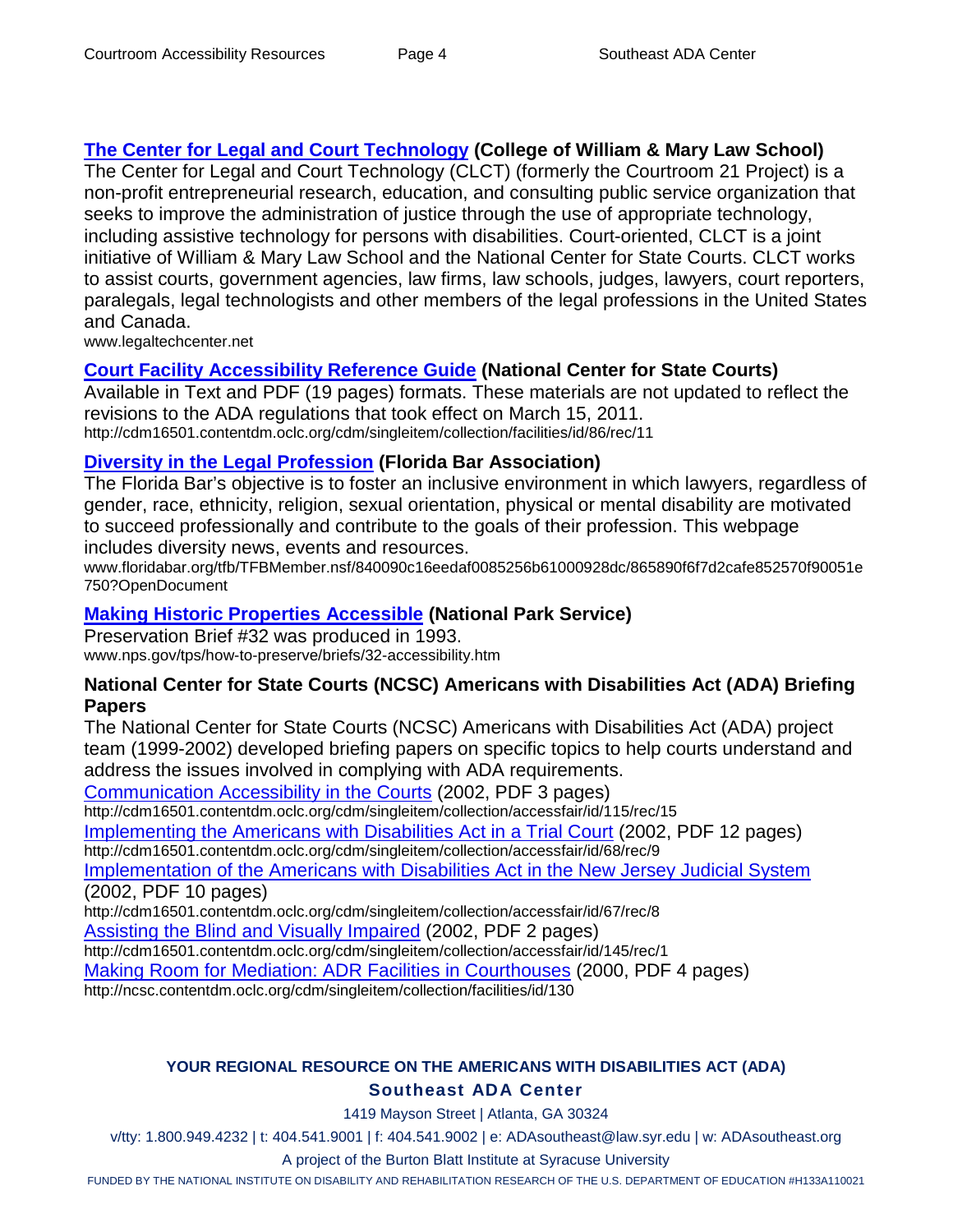**[The Center for Legal and Court Technology](http://www.legaltechcenter.net) (College of William & Mary Law School)**

The Center for Legal and Court Technology (CLCT) (formerly the Courtroom 21 Project) is a non-profit entrepreneurial research, education, and consulting public service organization that seeks to improve the administration of justice through the use of appropriate technology, including assistive technology for persons with disabilities. Court-oriented, CLCT is a joint initiative of William & Mary Law School and the National Center for State Courts. CLCT works to assist courts, government agencies, law firms, law schools, judges, lawyers, court reporters, paralegals, legal technologists and other members of the legal professions in the United States and Canada.

www.legaltechcenter.net

**[Court Facility Accessibility Reference Guide](http://cdm16501.contentdm.oclc.org/cdm/singleitem/collection/facilities/id/86/rec/11) (National Center for State Courts)**

Available in Text and PDF (19 pages) formats. These materials are not updated to reflect the revisions to the ADA regulations that took effect on March 15, 2011.

http://cdm16501.contentdm.oclc.org/cdm/singleitem/collection/facilities/id/86/rec/11

**[Diversity in the Legal Profession](http://www.floridabar.org/tfb/TFBMember.nsf/840090c16eedaf0085256b61000928dc/865890f6f7d2cafe852570f90051e750?OpenDocument) (Florida Bar Association)**

The Florida Bar's objective is to foster an inclusive environment in which lawyers, regardless of gender, race, ethnicity, religion, sexual orientation, physical or mental disability are motivated to succeed professionally and contribute to the goals of their profession. This webpage includes diversity news, events and resources.

www.floridabar.org/tfb/TFBMember.nsf/840090c16eedaf0085256b61000928dc/865890f6f7d2cafe852570f90051e750?OpenDocument

**[Making Historic Properties Accessible](http://www.nps.gov/tps/how-to-preserve/briefs/32-accessibility.htm) (National Park Service)**

Preservation Brief #32 was produced in 1993.

www.nps.gov/tps/how-to-preserve/briefs/32-accessibility.htm

**National Center for State Courts (NCSC) Americans with Disabilities Act (ADA) Briefing Papers**

The National Center for State Courts (NCSC) Americans with Disabilities Act (ADA) project team (1999-2002) developed briefing papers on specific topics to help courts understand and address the issues involved in complying with ADA requirements.

[Communication Accessibility in the Courts](http://cdm16501.contentdm.oclc.org/cdm/singleitem/collection/accessfair/id/115/rec/15) (2002, PDF 3 pages)
http://cdm16501.contentdm.oclc.org/cdm/singleitem/collection/accessfair/id/115/rec/15

[Implementing the Americans with Disabilities Act in a Trial Court](http://cdm16501.contentdm.oclc.org/cdm/singleitem/collection/accessfair/id/68/rec/9) (2002, PDF 12 pages)
http://cdm16501.contentdm.oclc.org/cdm/singleitem/collection/accessfair/id/68/rec/9

[Implementation of the Americans with Disabilities Act in the New Jersey Judicial System](http://cdm16501.contentdm.oclc.org/cdm/singleitem/collection/accessfair/id/67/rec/8) (2002, PDF 10 pages)
http://cdm16501.contentdm.oclc.org/cdm/singleitem/collection/accessfair/id/67/rec/8

[Assisting the Blind and Visually Impaired](http://cdm16501.contentdm.oclc.org/cdm/singleitem/collection/accessfair/id/145/rec/1) (2002, PDF 2 pages)
http://cdm16501.contentdm.oclc.org/cdm/singleitem/collection/accessfair/id/145/rec/1

[Making Room for Mediation: ADR Facilities in Courthouses](http://ncsc.contentdm.oclc.org/cdm/singleitem/collection/facilities/id/130) (2000, PDF 4 pages)
http://ncsc.contentdm.oclc.org/cdm/singleitem/collection/facilities/id/130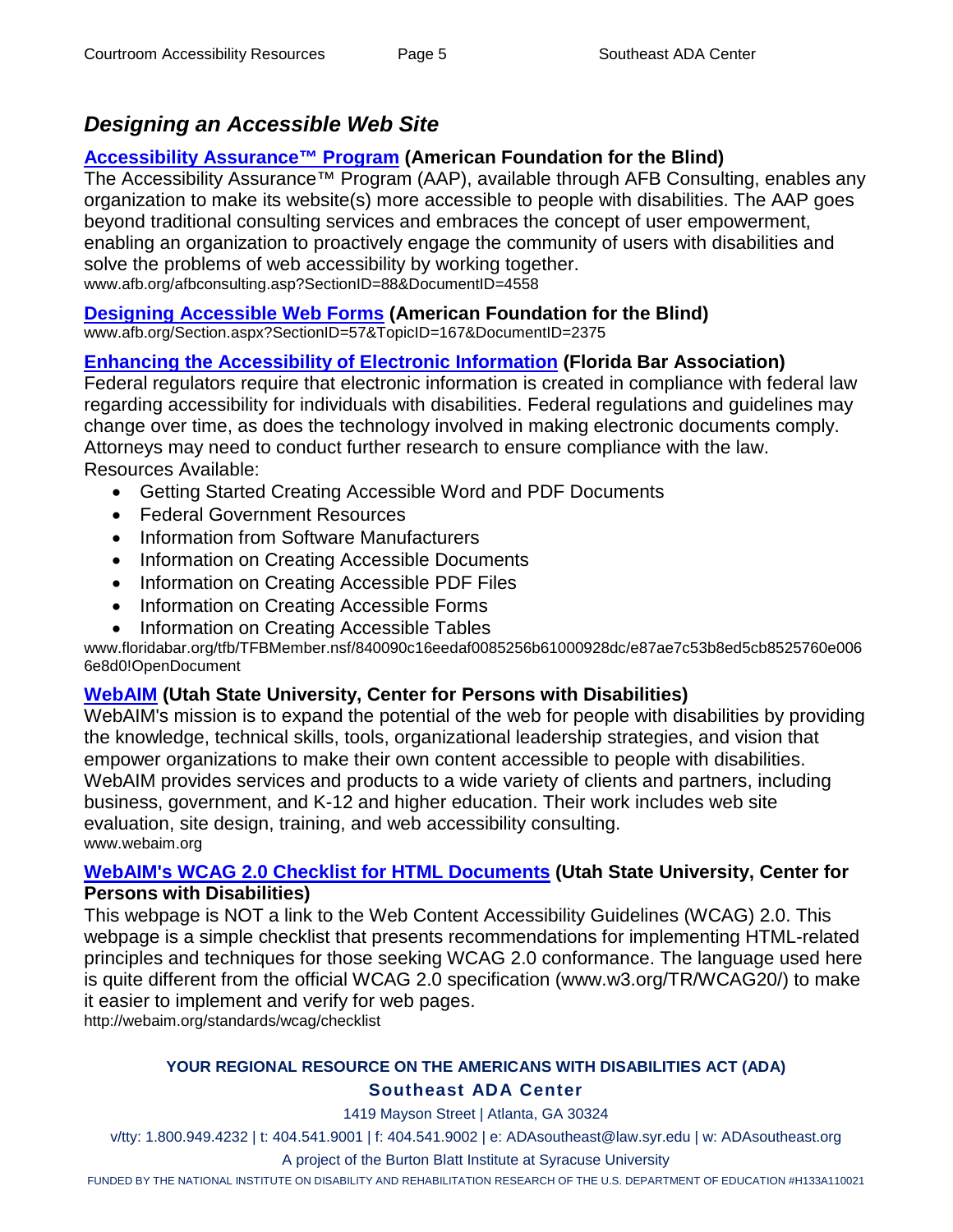## *Designing an Accessible Web Site*

**[Accessibility Assurance™ Program](www.afb.org/afbconsulting.asp?SectionID=88&DocumentID=4558) (American Foundation for the Blind)**
The Accessibility Assurance™ Program (AAP), available through AFB Consulting, enables any organization to make its website(s) more accessible to people with disabilities. The AAP goes beyond traditional consulting services and embraces the concept of user empowerment, enabling an organization to proactively engage the community of users with disabilities and solve the problems of web accessibility by working together.
www.afb.org/afbconsulting.asp?SectionID=88&DocumentID=4558

**[Designing Accessible Web Forms](www.afb.org/Section.aspx?SectionID=57&TopicID=167&DocumentID=2375) (American Foundation for the Blind)**
www.afb.org/Section.aspx?SectionID=57&TopicID=167&DocumentID=2375

**[Enhancing the Accessibility of Electronic Information](www.floridabar.org/tfb/TFBMember.nsf/840090c16eedaf0085256b61000928dc/e87ae7c53b8ed5cb8525760e0066e8d0!OpenDocument) (Florida Bar Association)**
Federal regulators require that electronic information is created in compliance with federal law regarding accessibility for individuals with disabilities. Federal regulations and guidelines may change over time, as does the technology involved in making electronic documents comply. Attorneys may need to conduct further research to ensure compliance with the law.
Resources Available:

- Getting Started Creating Accessible Word and PDF Documents
- Federal Government Resources
- Information from Software Manufacturers
- Information on Creating Accessible Documents
- Information on Creating Accessible PDF Files
- Information on Creating Accessible Forms
- Information on Creating Accessible Tables

www.floridabar.org/tfb/TFBMember.nsf/840090c16eedaf0085256b61000928dc/e87ae7c53b8ed5cb8525760e0066e8d0!OpenDocument

**[WebAIM](www.webaim.org) (Utah State University, Center for Persons with Disabilities)**
WebAIM's mission is to expand the potential of the web for people with disabilities by providing the knowledge, technical skills, tools, organizational leadership strategies, and vision that empower organizations to make their own content accessible to people with disabilities. WebAIM provides services and products to a wide variety of clients and partners, including business, government, and K-12 and higher education. Their work includes web site evaluation, site design, training, and web accessibility consulting.
www.webaim.org

**[WebAIM's WCAG 2.0 Checklist for HTML Documents](http://webaim.org/standards/wcag/checklist) (Utah State University, Center for Persons with Disabilities)**
This webpage is NOT a link to the Web Content Accessibility Guidelines (WCAG) 2.0. This webpage is a simple checklist that presents recommendations for implementing HTML-related principles and techniques for those seeking WCAG 2.0 conformance. The language used here is quite different from the official WCAG 2.0 specification (www.w3.org/TR/WCAG20/) to make it easier to implement and verify for web pages.
http://webaim.org/standards/wcag/checklist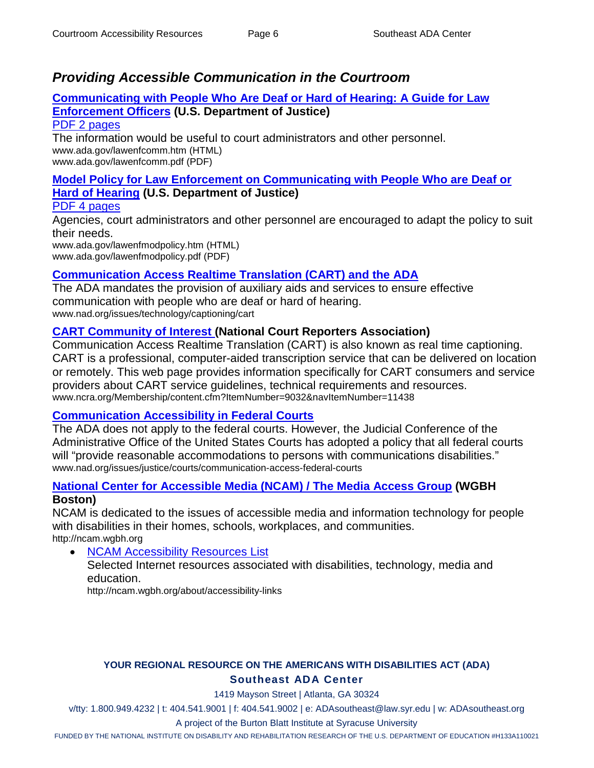## *Providing Accessible Communication in the Courtroom*

**Communicating with People Who Are Deaf or Hard of Hearing: A Guide for Law Enforcement Officers (U.S. Department of Justice)**

PDF 2 pages

The information would be useful to court administrators and other personnel.

www.ada.gov/lawenfcomm.htm (HTML)
www.ada.gov/lawenfcomm.pdf (PDF)

**Model Policy for Law Enforcement on Communicating with People Who are Deaf or Hard of Hearing (U.S. Department of Justice)**

PDF 4 pages

Agencies, court administrators and other personnel are encouraged to adapt the policy to suit their needs.

www.ada.gov/lawenfmodpolicy.htm (HTML)
www.ada.gov/lawenfmodpolicy.pdf (PDF)

**Communication Access Realtime Translation (CART) and the ADA**

The ADA mandates the provision of auxiliary aids and services to ensure effective communication with people who are deaf or hard of hearing.

www.nad.org/issues/technology/captioning/cart

**CART Community of Interest (National Court Reporters Association)**

Communication Access Realtime Translation (CART) is also known as real time captioning. CART is a professional, computer-aided transcription service that can be delivered on location or remotely. This web page provides information specifically for CART consumers and service providers about CART service guidelines, technical requirements and resources.

www.ncra.org/Membership/content.cfm?ItemNumber=9032&navItemNumber=11438

**Communication Accessibility in Federal Courts**

The ADA does not apply to the federal courts. However, the Judicial Conference of the Administrative Office of the United States Courts has adopted a policy that all federal courts will "provide reasonable accommodations to persons with communications disabilities."

www.nad.org/issues/justice/courts/communication-access-federal-courts

**National Center for Accessible Media (NCAM) / The Media Access Group (WGBH Boston)**

NCAM is dedicated to the issues of accessible media and information technology for people with disabilities in their homes, schools, workplaces, and communities.

http://ncam.wgbh.org

- NCAM Accessibility Resources List
  Selected Internet resources associated with disabilities, technology, media and education.
  http://ncam.wgbh.org/about/accessibility-links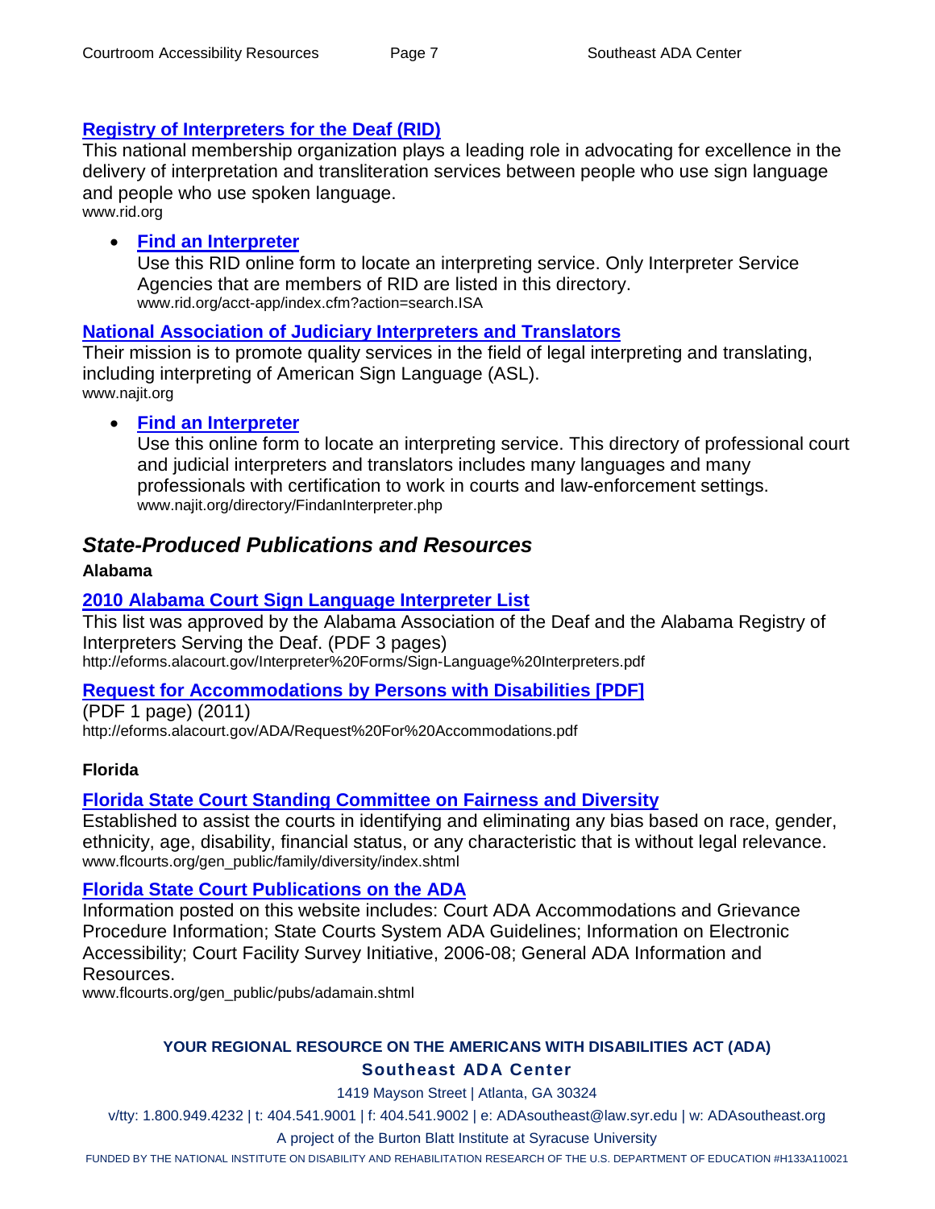**Registry of Interpreters for the Deaf (RID)**

This national membership organization plays a leading role in advocating for excellence in the delivery of interpretation and transliteration services between people who use sign language and people who use spoken language.
www.rid.org

- **Find an Interpreter**
  Use this RID online form to locate an interpreting service. Only Interpreter Service Agencies that are members of RID are listed in this directory.
  www.rid.org/acct-app/index.cfm?action=search.ISA

**National Association of Judiciary Interpreters and Translators**

Their mission is to promote quality services in the field of legal interpreting and translating, including interpreting of American Sign Language (ASL).
www.najit.org

- **Find an Interpreter**
  Use this online form to locate an interpreting service. This directory of professional court and judicial interpreters and translators includes many languages and many professionals with certification to work in courts and law-enforcement settings.
  www.najit.org/directory/FindanInterpreter.php

## *State-Produced Publications and Resources*

**Alabama**

**2010 Alabama Court Sign Language Interpreter List**

This list was approved by the Alabama Association of the Deaf and the Alabama Registry of Interpreters Serving the Deaf. (PDF 3 pages)
http://eforms.alacourt.gov/Interpreter%20Forms/Sign-Language%20Interpreters.pdf

**Request for Accommodations by Persons with Disabilities [PDF]**

(PDF 1 page) (2011)
http://eforms.alacourt.gov/ADA/Request%20For%20Accommodations.pdf

**Florida**

**Florida State Court Standing Committee on Fairness and Diversity**

Established to assist the courts in identifying and eliminating any bias based on race, gender, ethnicity, age, disability, financial status, or any characteristic that is without legal relevance.
www.flcourts.org/gen_public/family/diversity/index.shtml

**Florida State Court Publications on the ADA**

Information posted on this website includes: Court ADA Accommodations and Grievance Procedure Information; State Courts System ADA Guidelines; Information on Electronic Accessibility; Court Facility Survey Initiative, 2006-08; General ADA Information and Resources.
www.flcourts.org/gen_public/pubs/adamain.shtml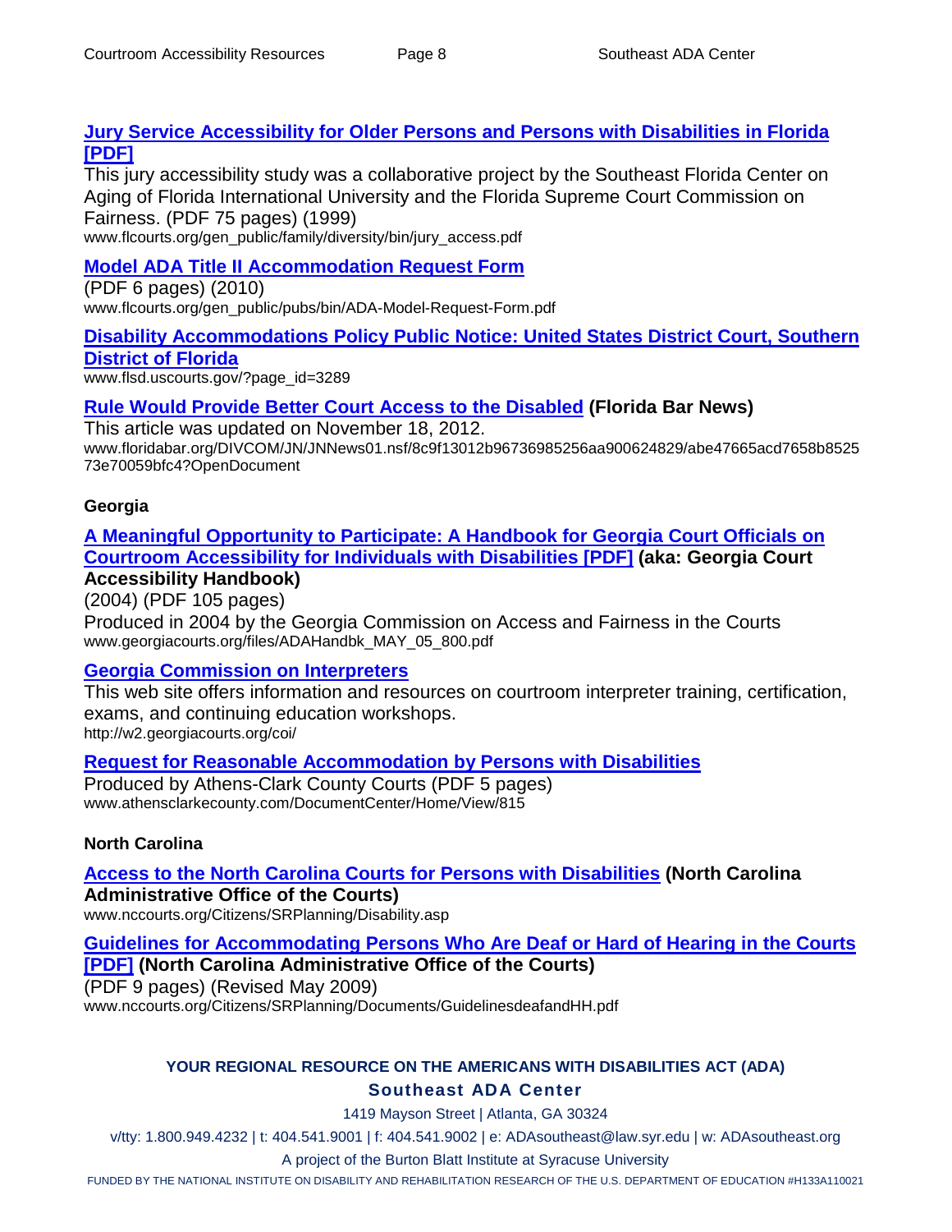**Jury Service Accessibility for Older Persons and Persons with Disabilities in Florida [PDF]**

This jury accessibility study was a collaborative project by the Southeast Florida Center on Aging of Florida International University and the Florida Supreme Court Commission on Fairness. (PDF 75 pages) (1999)

www.flcourts.org/gen_public/family/diversity/bin/jury_access.pdf

**Model ADA Title II Accommodation Request Form**

(PDF 6 pages) (2010)

www.flcourts.org/gen_public/pubs/bin/ADA-Model-Request-Form.pdf

**Disability Accommodations Policy Public Notice: United States District Court, Southern District of Florida**

www.flsd.uscourts.gov/?page_id=3289

**Rule Would Provide Better Court Access to the Disabled (Florida Bar News)**

This article was updated on November 18, 2012.

www.floridabar.org/DIVCOM/JN/JNNews01.nsf/8c9f13012b96736985256aa900624829/abe47665acd7658b852573e70059bfc4?OpenDocument

### Georgia

**A Meaningful Opportunity to Participate: A Handbook for Georgia Court Officials on Courtroom Accessibility for Individuals with Disabilities [PDF] (aka: Georgia Court Accessibility Handbook)**

(2004) (PDF 105 pages)

Produced in 2004 by the Georgia Commission on Access and Fairness in the Courts

www.georgiacourts.org/files/ADAHandbk_MAY_05_800.pdf

**Georgia Commission on Interpreters**

This web site offers information and resources on courtroom interpreter training, certification, exams, and continuing education workshops.

http://w2.georgiacourts.org/coi/

**Request for Reasonable Accommodation by Persons with Disabilities**

Produced by Athens-Clark County Courts (PDF 5 pages)

www.athensclarkecounty.com/DocumentCenter/Home/View/815

### North Carolina

**Access to the North Carolina Courts for Persons with Disabilities (North Carolina Administrative Office of the Courts)**

www.nccourts.org/Citizens/SRPlanning/Disability.asp

**Guidelines for Accommodating Persons Who Are Deaf or Hard of Hearing in the Courts [PDF] (North Carolina Administrative Office of the Courts)**

(PDF 9 pages) (Revised May 2009)

www.nccourts.org/Citizens/SRPlanning/Documents/GuidelinesdeafandHH.pdf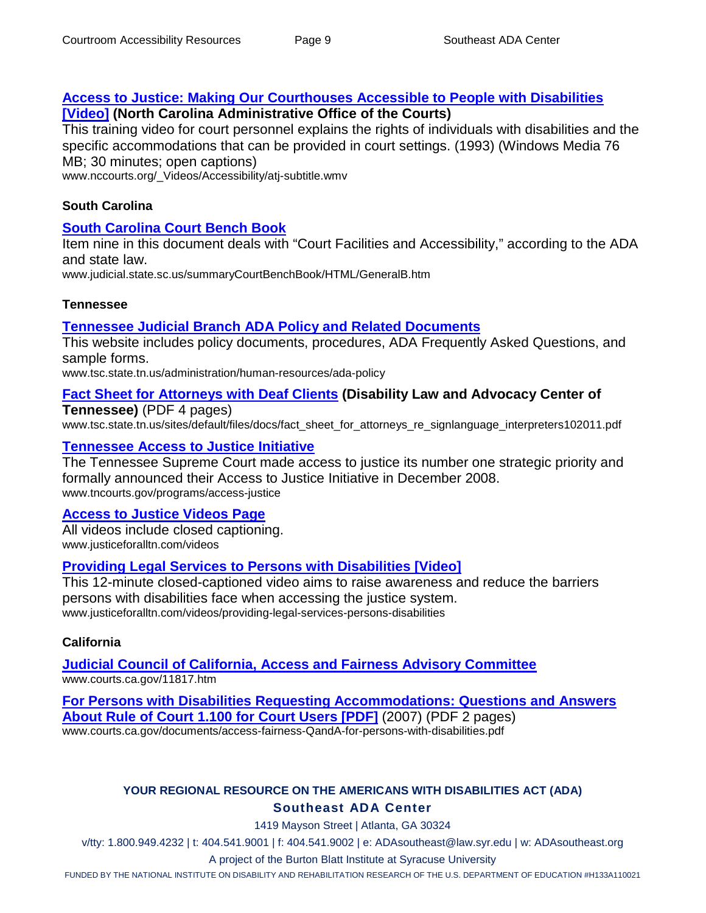**Access to Justice: Making Our Courthouses Accessible to People with Disabilities [Video] (North Carolina Administrative Office of the Courts)**

This training video for court personnel explains the rights of individuals with disabilities and the specific accommodations that can be provided in court settings. (1993) (Windows Media 76 MB; 30 minutes; open captions)

www.nccourts.org/_Videos/Accessibility/atj-subtitle.wmv

### South Carolina

**South Carolina Court Bench Book**

Item nine in this document deals with "Court Facilities and Accessibility," according to the ADA and state law.

www.judicial.state.sc.us/summaryCourtBenchBook/HTML/GeneralB.htm

### Tennessee

**Tennessee Judicial Branch ADA Policy and Related Documents**

This website includes policy documents, procedures, ADA Frequently Asked Questions, and sample forms.

www.tsc.state.tn.us/administration/human-resources/ada-policy

**Fact Sheet for Attorneys with Deaf Clients (Disability Law and Advocacy Center of Tennessee)** (PDF 4 pages)

www.tsc.state.tn.us/sites/default/files/docs/fact_sheet_for_attorneys_re_signlanguage_interpreters102011.pdf

**Tennessee Access to Justice Initiative**

The Tennessee Supreme Court made access to justice its number one strategic priority and formally announced their Access to Justice Initiative in December 2008.

www.tncourts.gov/programs/access-justice

**Access to Justice Videos Page**

All videos include closed captioning.

www.justiceforalltn.com/videos

**Providing Legal Services to Persons with Disabilities [Video]**

This 12-minute closed-captioned video aims to raise awareness and reduce the barriers persons with disabilities face when accessing the justice system.

www.justiceforalltn.com/videos/providing-legal-services-persons-disabilities

### California

**Judicial Council of California, Access and Fairness Advisory Committee**

www.courts.ca.gov/11817.htm

**For Persons with Disabilities Requesting Accommodations: Questions and Answers About Rule of Court 1.100 for Court Users [PDF]** (2007) (PDF 2 pages)

www.courts.ca.gov/documents/access-fairness-QandA-for-persons-with-disabilities.pdf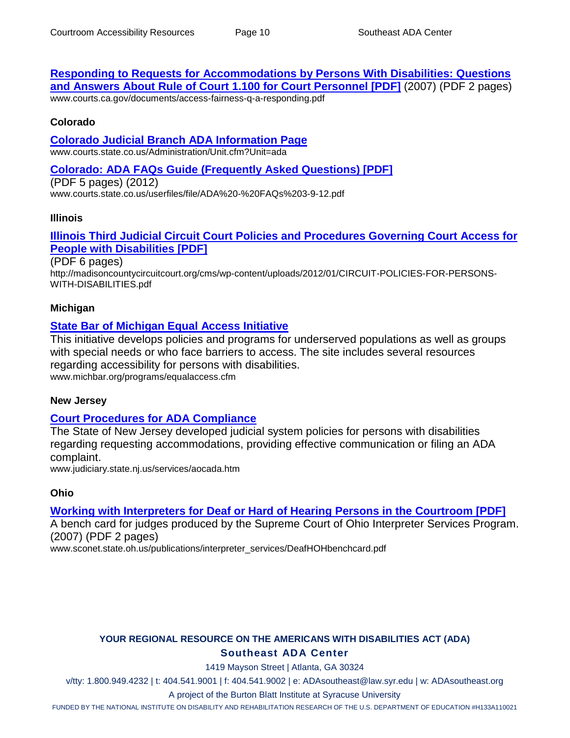**Responding to Requests for Accommodations by Persons With Disabilities: Questions and Answers About Rule of Court 1.100 for Court Personnel [PDF]** (2007) (PDF 2 pages)
www.courts.ca.gov/documents/access-fairness-q-a-responding.pdf

### Colorado

**Colorado Judicial Branch ADA Information Page**
www.courts.state.co.us/Administration/Unit.cfm?Unit=ada

**Colorado: ADA FAQs Guide (Frequently Asked Questions) [PDF]**
(PDF 5 pages) (2012)
www.courts.state.co.us/userfiles/file/ADA%20-%20FAQs%203-9-12.pdf

### Illinois

**Illinois Third Judicial Circuit Court Policies and Procedures Governing Court Access for People with Disabilities [PDF]**
(PDF 6 pages)
http://madisoncountycircuitcourt.org/cms/wp-content/uploads/2012/01/CIRCUIT-POLICIES-FOR-PERSONS-WITH-DISABILITIES.pdf

### Michigan

**State Bar of Michigan Equal Access Initiative**
This initiative develops policies and programs for underserved populations as well as groups with special needs or who face barriers to access. The site includes several resources regarding accessibility for persons with disabilities.
www.michbar.org/programs/equalaccess.cfm

### New Jersey

**Court Procedures for ADA Compliance**
The State of New Jersey developed judicial system policies for persons with disabilities regarding requesting accommodations, providing effective communication or filing an ADA complaint.
www.judiciary.state.nj.us/services/aocada.htm

### Ohio

**Working with Interpreters for Deaf or Hard of Hearing Persons in the Courtroom [PDF]**
A bench card for judges produced by the Supreme Court of Ohio Interpreter Services Program. (2007) (PDF 2 pages)
www.sconet.state.oh.us/publications/interpreter_services/DeafHOHbenchcard.pdf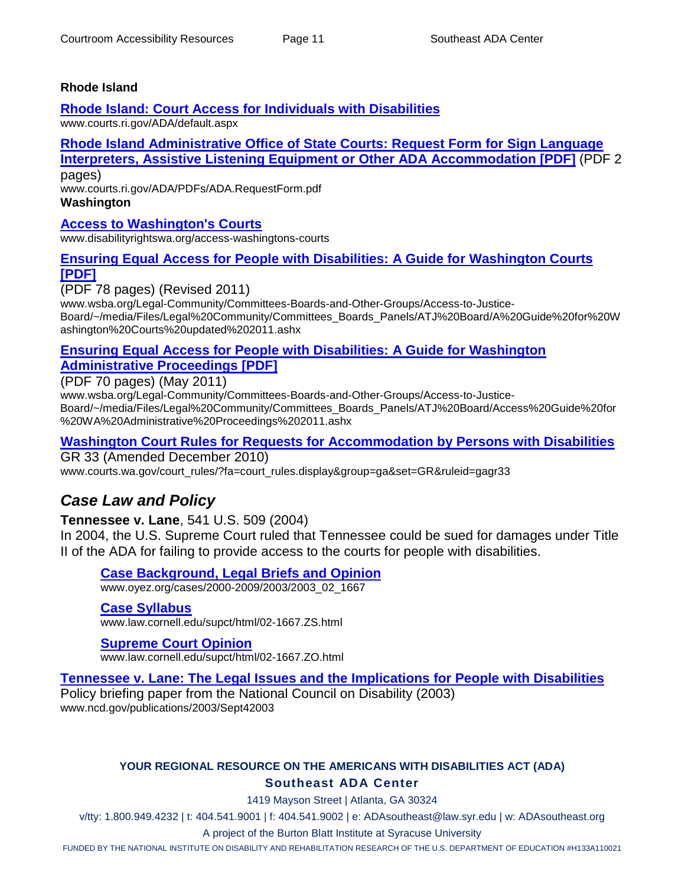**Rhode Island**

**Rhode Island: Court Access for Individuals with Disabilities**
www.courts.ri.gov/ADA/default.aspx

**Rhode Island Administrative Office of State Courts: Request Form for Sign Language Interpreters, Assistive Listening Equipment or Other ADA Accommodation [PDF]** (PDF 2 pages)
www.courts.ri.gov/ADA/PDFs/ADA.RequestForm.pdf

**Washington**

**Access to Washington's Courts**
www.disabilityrightswa.org/access-washingtons-courts

**Ensuring Equal Access for People with Disabilities: A Guide for Washington Courts [PDF]**
(PDF 78 pages) (Revised 2011)
www.wsba.org/Legal-Community/Committees-Boards-and-Other-Groups/Access-to-Justice-Board/~/media/Files/Legal%20Community/Committees_Boards_Panels/ATJ%20Board/A%20Guide%20for%20Washington%20Courts%20updated%202011.ashx

**Ensuring Equal Access for People with Disabilities: A Guide for Washington Administrative Proceedings [PDF]**
(PDF 70 pages) (May 2011)
www.wsba.org/Legal-Community/Committees-Boards-and-Other-Groups/Access-to-Justice-Board/~/media/Files/Legal%20Community/Committees_Boards_Panels/ATJ%20Board/Access%20Guide%20for%20WA%20Administrative%20Proceedings%202011.ashx

**Washington Court Rules for Requests for Accommodation by Persons with Disabilities**
GR 33 (Amended December 2010)
www.courts.wa.gov/court_rules/?fa=court_rules.display&group=ga&set=GR&ruleid=gagr33

## *Case Law and Policy*

**Tennessee v. Lane**, 541 U.S. 509 (2004)
In 2004, the U.S. Supreme Court ruled that Tennessee could be sued for damages under Title II of the ADA for failing to provide access to the courts for people with disabilities.

> **Case Background, Legal Briefs and Opinion**
> www.oyez.org/cases/2000-2009/2003/2003_02_1667
>
> **Case Syllabus**
> www.law.cornell.edu/supct/html/02-1667.ZS.html
>
> **Supreme Court Opinion**
> www.law.cornell.edu/supct/html/02-1667.ZO.html

**Tennessee v. Lane: The Legal Issues and the Implications for People with Disabilities**
Policy briefing paper from the National Council on Disability (2003)
www.ncd.gov/publications/2003/Sept42003

YOUR REGIONAL RESOURCE ON THE AMERICANS WITH DISABILITIES ACT (ADA)
**Southeast ADA Center**
1419 Mayson Street | Atlanta, GA 30324
v/tty: 1.800.949.4232 | t: 404.541.9001 | f: 404.541.9002 | e: ADAsoutheast@law.syr.edu | w: ADAsoutheast.org
A project of the Burton Blatt Institute at Syracuse University
FUNDED BY THE NATIONAL INSTITUTE ON DISABILITY AND REHABILITATION RESEARCH OF THE U.S. DEPARTMENT OF EDUCATION #H133A110021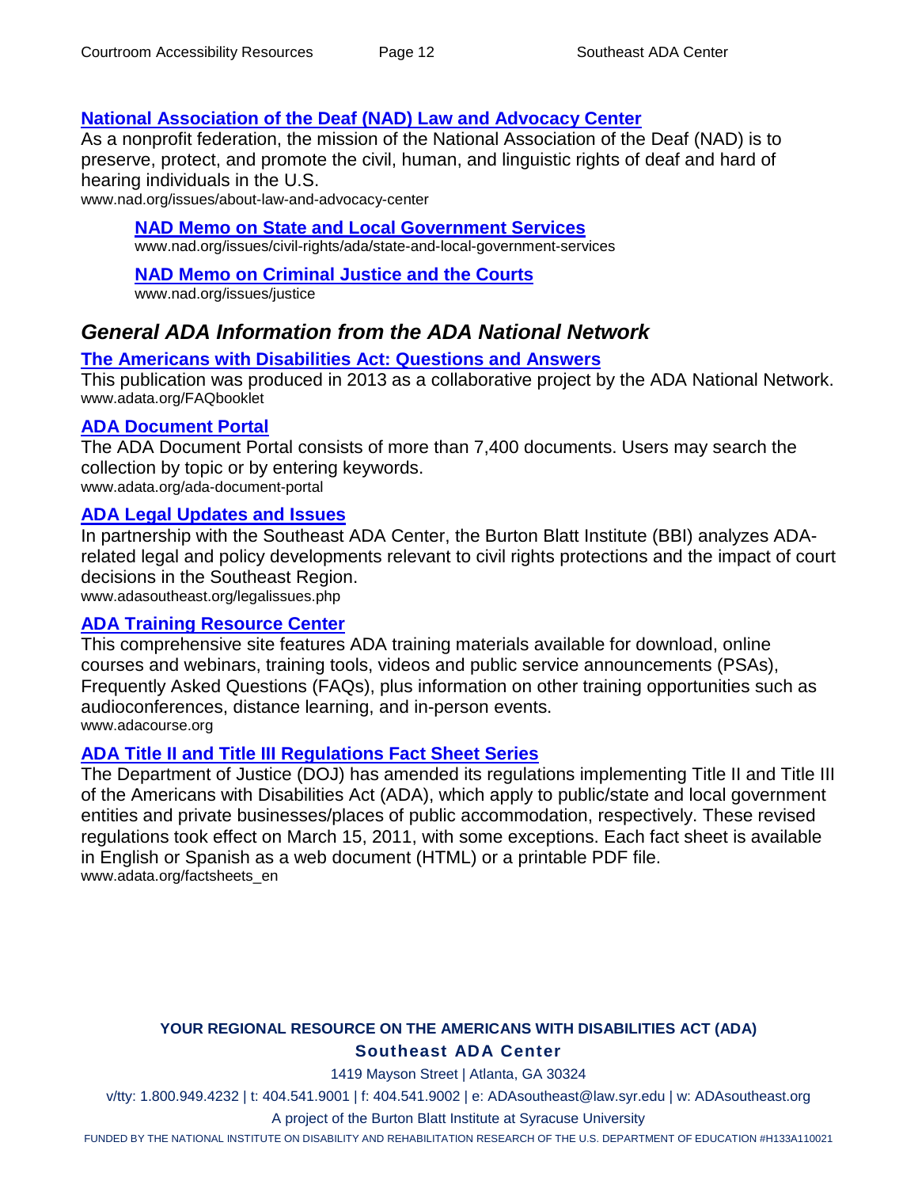### National Association of the Deaf (NAD) Law and Advocacy Center

As a nonprofit federation, the mission of the National Association of the Deaf (NAD) is to preserve, protect, and promote the civil, human, and linguistic rights of deaf and hard of hearing individuals in the U.S.
www.nad.org/issues/about-law-and-advocacy-center

#### NAD Memo on State and Local Government Services

www.nad.org/issues/civil-rights/ada/state-and-local-government-services

#### NAD Memo on Criminal Justice and the Courts

www.nad.org/issues/justice

## *General ADA Information from the ADA National Network*

### The Americans with Disabilities Act: Questions and Answers

This publication was produced in 2013 as a collaborative project by the ADA National Network.
www.adata.org/FAQbooklet

### ADA Document Portal

The ADA Document Portal consists of more than 7,400 documents. Users may search the collection by topic or by entering keywords.
www.adata.org/ada-document-portal

### ADA Legal Updates and Issues

In partnership with the Southeast ADA Center, the Burton Blatt Institute (BBI) analyzes ADA-related legal and policy developments relevant to civil rights protections and the impact of court decisions in the Southeast Region.
www.adasoutheast.org/legalissues.php

### ADA Training Resource Center

This comprehensive site features ADA training materials available for download, online courses and webinars, training tools, videos and public service announcements (PSAs), Frequently Asked Questions (FAQs), plus information on other training opportunities such as audioconferences, distance learning, and in-person events.
www.adacourse.org

### ADA Title II and Title III Regulations Fact Sheet Series

The Department of Justice (DOJ) has amended its regulations implementing Title II and Title III of the Americans with Disabilities Act (ADA), which apply to public/state and local government entities and private businesses/places of public accommodation, respectively. These revised regulations took effect on March 15, 2011, with some exceptions. Each fact sheet is available in English or Spanish as a web document (HTML) or a printable PDF file.
www.adata.org/factsheets_en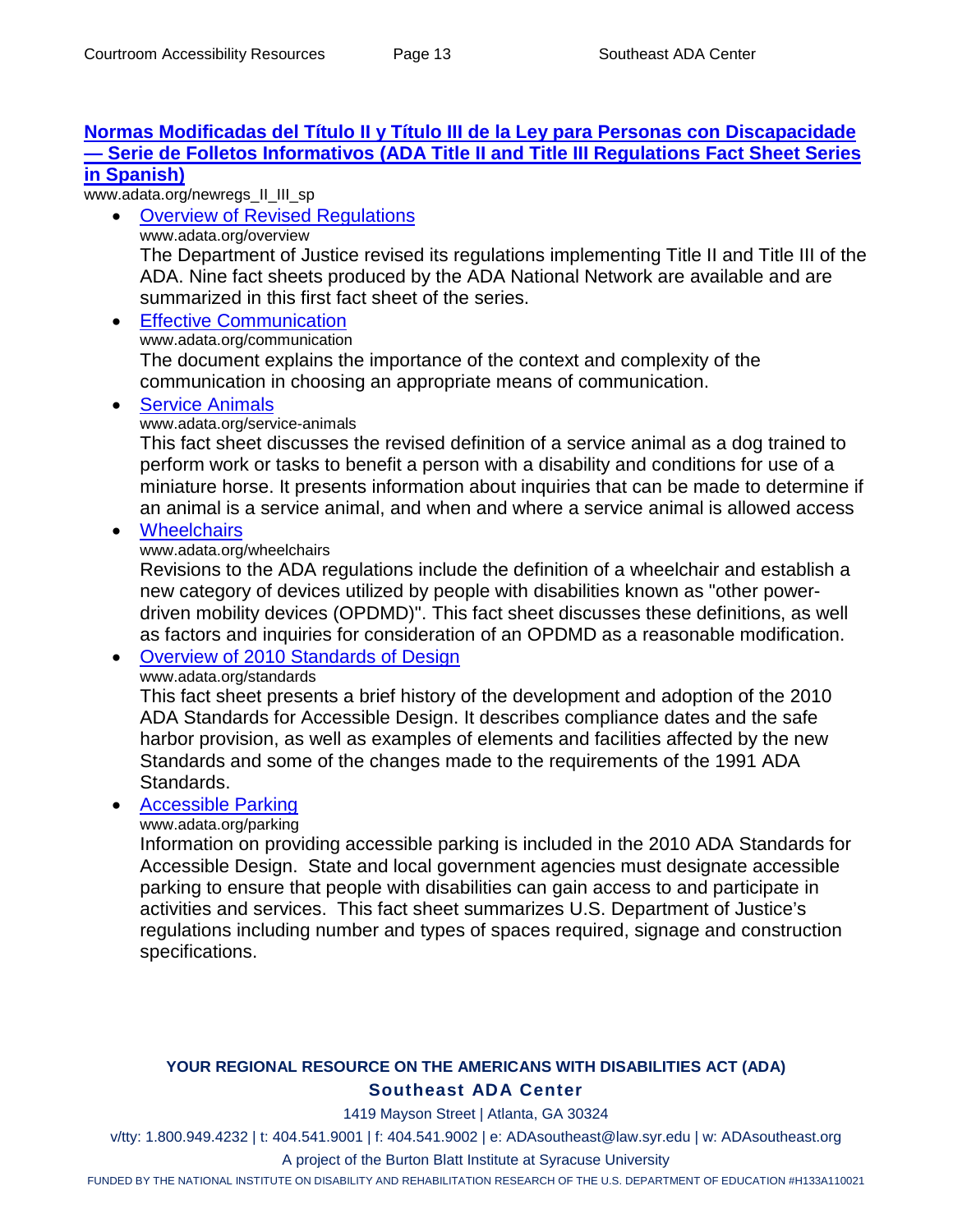**Normas Modificadas del Título II y Título III de la Ley para Personas con Discapacidade — Serie de Folletos Informativos (ADA Title II and Title III Regulations Fact Sheet Series in Spanish)**

www.adata.org/newregs_II_III_sp

- Overview of Revised Regulations
  www.adata.org/overview
  The Department of Justice revised its regulations implementing Title II and Title III of the ADA. Nine fact sheets produced by the ADA National Network are available and are summarized in this first fact sheet of the series.
- Effective Communication
  www.adata.org/communication
  The document explains the importance of the context and complexity of the communication in choosing an appropriate means of communication.
- Service Animals
  www.adata.org/service-animals
  This fact sheet discusses the revised definition of a service animal as a dog trained to perform work or tasks to benefit a person with a disability and conditions for use of a miniature horse. It presents information about inquiries that can be made to determine if an animal is a service animal, and when and where a service animal is allowed access
- Wheelchairs
  www.adata.org/wheelchairs
  Revisions to the ADA regulations include the definition of a wheelchair and establish a new category of devices utilized by people with disabilities known as "other power-driven mobility devices (OPDMD)". This fact sheet discusses these definitions, as well as factors and inquiries for consideration of an OPDMD as a reasonable modification.
- Overview of 2010 Standards of Design
  www.adata.org/standards
  This fact sheet presents a brief history of the development and adoption of the 2010 ADA Standards for Accessible Design. It describes compliance dates and the safe harbor provision, as well as examples of elements and facilities affected by the new Standards and some of the changes made to the requirements of the 1991 ADA Standards.
- Accessible Parking
  www.adata.org/parking
  Information on providing accessible parking is included in the 2010 ADA Standards for Accessible Design. State and local government agencies must designate accessible parking to ensure that people with disabilities can gain access to and participate in activities and services. This fact sheet summarizes U.S. Department of Justice's regulations including number and types of spaces required, signage and construction specifications.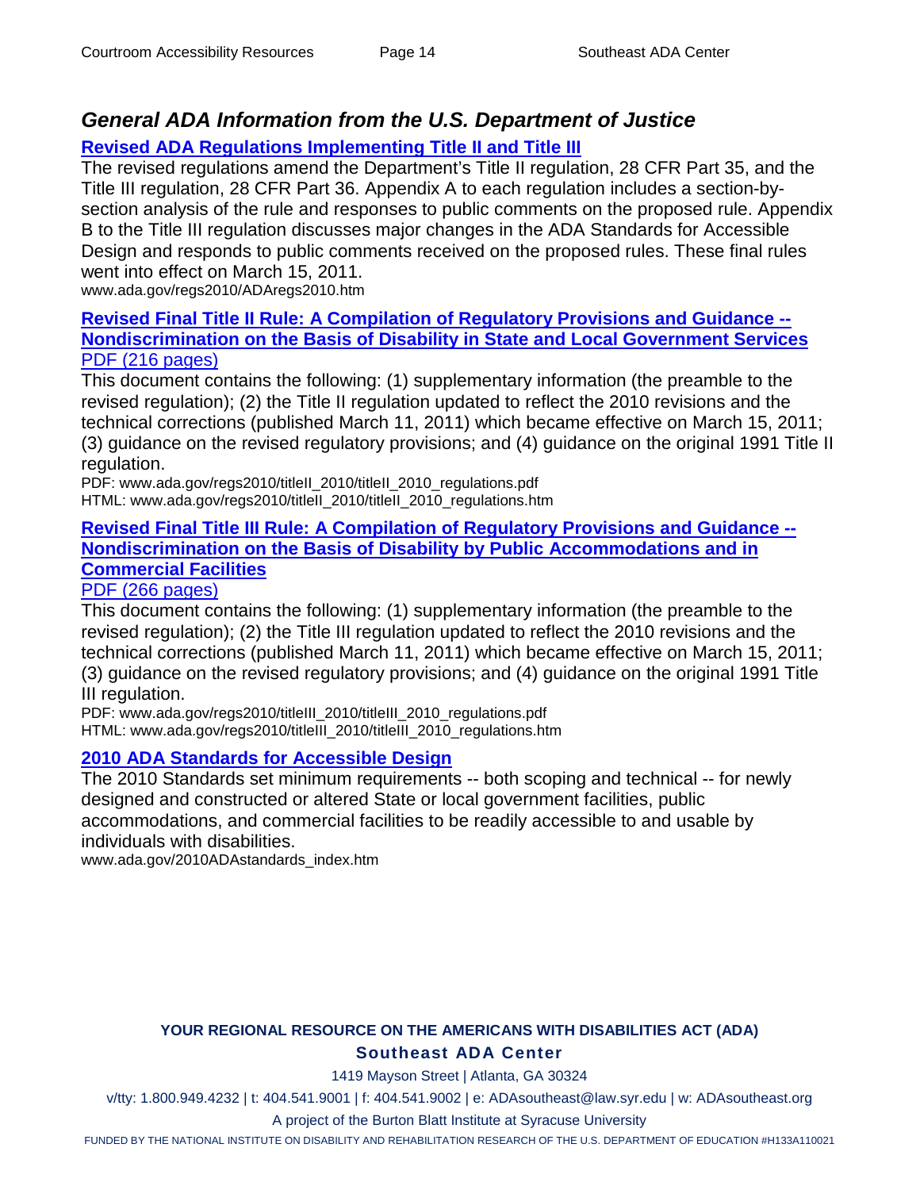## *General ADA Information from the U.S. Department of Justice*

**Revised ADA Regulations Implementing Title II and Title III**

The revised regulations amend the Department's Title II regulation, 28 CFR Part 35, and the Title III regulation, 28 CFR Part 36. Appendix A to each regulation includes a section-by-section analysis of the rule and responses to public comments on the proposed rule. Appendix B to the Title III regulation discusses major changes in the ADA Standards for Accessible Design and responds to public comments received on the proposed rules. These final rules went into effect on March 15, 2011.

www.ada.gov/regs2010/ADAregs2010.htm

**Revised Final Title II Rule: A Compilation of Regulatory Provisions and Guidance -- Nondiscrimination on the Basis of Disability in State and Local Government Services**

PDF (216 pages)

This document contains the following: (1) supplementary information (the preamble to the revised regulation); (2) the Title II regulation updated to reflect the 2010 revisions and the technical corrections (published March 11, 2011) which became effective on March 15, 2011; (3) guidance on the revised regulatory provisions; and (4) guidance on the original 1991 Title II regulation.

PDF: www.ada.gov/regs2010/titleII_2010/titleII_2010_regulations.pdf

HTML: www.ada.gov/regs2010/titleII_2010/titleII_2010_regulations.htm

**Revised Final Title III Rule: A Compilation of Regulatory Provisions and Guidance -- Nondiscrimination on the Basis of Disability by Public Accommodations and in Commercial Facilities**

PDF (266 pages)

This document contains the following: (1) supplementary information (the preamble to the revised regulation); (2) the Title III regulation updated to reflect the 2010 revisions and the technical corrections (published March 11, 2011) which became effective on March 15, 2011; (3) guidance on the revised regulatory provisions; and (4) guidance on the original 1991 Title III regulation.

PDF: www.ada.gov/regs2010/titleIII_2010/titleIII_2010_regulations.pdf

HTML: www.ada.gov/regs2010/titleIII_2010/titleIII_2010_regulations.htm

**2010 ADA Standards for Accessible Design**

The 2010 Standards set minimum requirements -- both scoping and technical -- for newly designed and constructed or altered State or local government facilities, public accommodations, and commercial facilities to be readily accessible to and usable by individuals with disabilities.

www.ada.gov/2010ADAstandards_index.htm

**YOUR REGIONAL RESOURCE ON THE AMERICANS WITH DISABILITIES ACT (ADA)**

**Southeast ADA Center**

1419 Mayson Street | Atlanta, GA 30324

v/tty: 1.800.949.4232 | t: 404.541.9001 | f: 404.541.9002 | e: ADAsoutheast@law.syr.edu | w: ADAsoutheast.org

A project of the Burton Blatt Institute at Syracuse University

FUNDED BY THE NATIONAL INSTITUTE ON DISABILITY AND REHABILITATION RESEARCH OF THE U.S. DEPARTMENT OF EDUCATION #H133A110021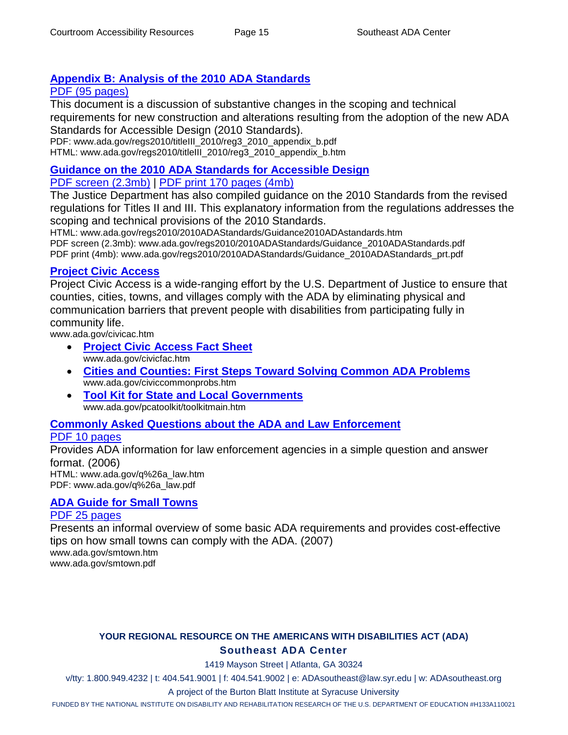### Appendix B: Analysis of the 2010 ADA Standards

PDF (95 pages)

This document is a discussion of substantive changes in the scoping and technical requirements for new construction and alterations resulting from the adoption of the new ADA Standards for Accessible Design (2010 Standards).

PDF: www.ada.gov/regs2010/titleIII_2010/reg3_2010_appendix_b.pdf
HTML: www.ada.gov/regs2010/titleIII_2010/reg3_2010_appendix_b.htm

### Guidance on the 2010 ADA Standards for Accessible Design

PDF screen (2.3mb) | PDF print 170 pages (4mb)

The Justice Department has also compiled guidance on the 2010 Standards from the revised regulations for Titles II and III. This explanatory information from the regulations addresses the scoping and technical provisions of the 2010 Standards.

HTML: www.ada.gov/regs2010/2010ADAStandards/Guidance2010ADAstandards.htm
PDF screen (2.3mb): www.ada.gov/regs2010/2010ADAStandards/Guidance_2010ADAStandards.pdf
PDF print (4mb): www.ada.gov/regs2010/2010ADAStandards/Guidance_2010ADAStandards_prt.pdf

### Project Civic Access

Project Civic Access is a wide-ranging effort by the U.S. Department of Justice to ensure that counties, cities, towns, and villages comply with the ADA by eliminating physical and communication barriers that prevent people with disabilities from participating fully in community life.

www.ada.gov/civicac.htm

- **Project Civic Access Fact Sheet**
  www.ada.gov/civicfac.htm
- **Cities and Counties: First Steps Toward Solving Common ADA Problems**
  www.ada.gov/civiccommonprobs.htm
- **Tool Kit for State and Local Governments**
  www.ada.gov/pcatoolkit/toolkitmain.htm

### Commonly Asked Questions about the ADA and Law Enforcement

PDF 10 pages

Provides ADA information for law enforcement agencies in a simple question and answer format. (2006)

HTML: www.ada.gov/q%26a_law.htm
PDF: www.ada.gov/q%26a_law.pdf

### ADA Guide for Small Towns

PDF 25 pages

Presents an informal overview of some basic ADA requirements and provides cost-effective tips on how small towns can comply with the ADA. (2007)

www.ada.gov/smtown.htm
www.ada.gov/smtown.pdf

**YOUR REGIONAL RESOURCE ON THE AMERICANS WITH DISABILITIES ACT (ADA)**

**Southeast ADA Center**

1419 Mayson Street | Atlanta, GA 30324

v/tty: 1.800.949.4232 | t: 404.541.9001 | f: 404.541.9002 | e: ADAsoutheast@law.syr.edu | w: ADAsoutheast.org

A project of the Burton Blatt Institute at Syracuse University

FUNDED BY THE NATIONAL INSTITUTE ON DISABILITY AND REHABILITATION RESEARCH OF THE U.S. DEPARTMENT OF EDUCATION #H133A110021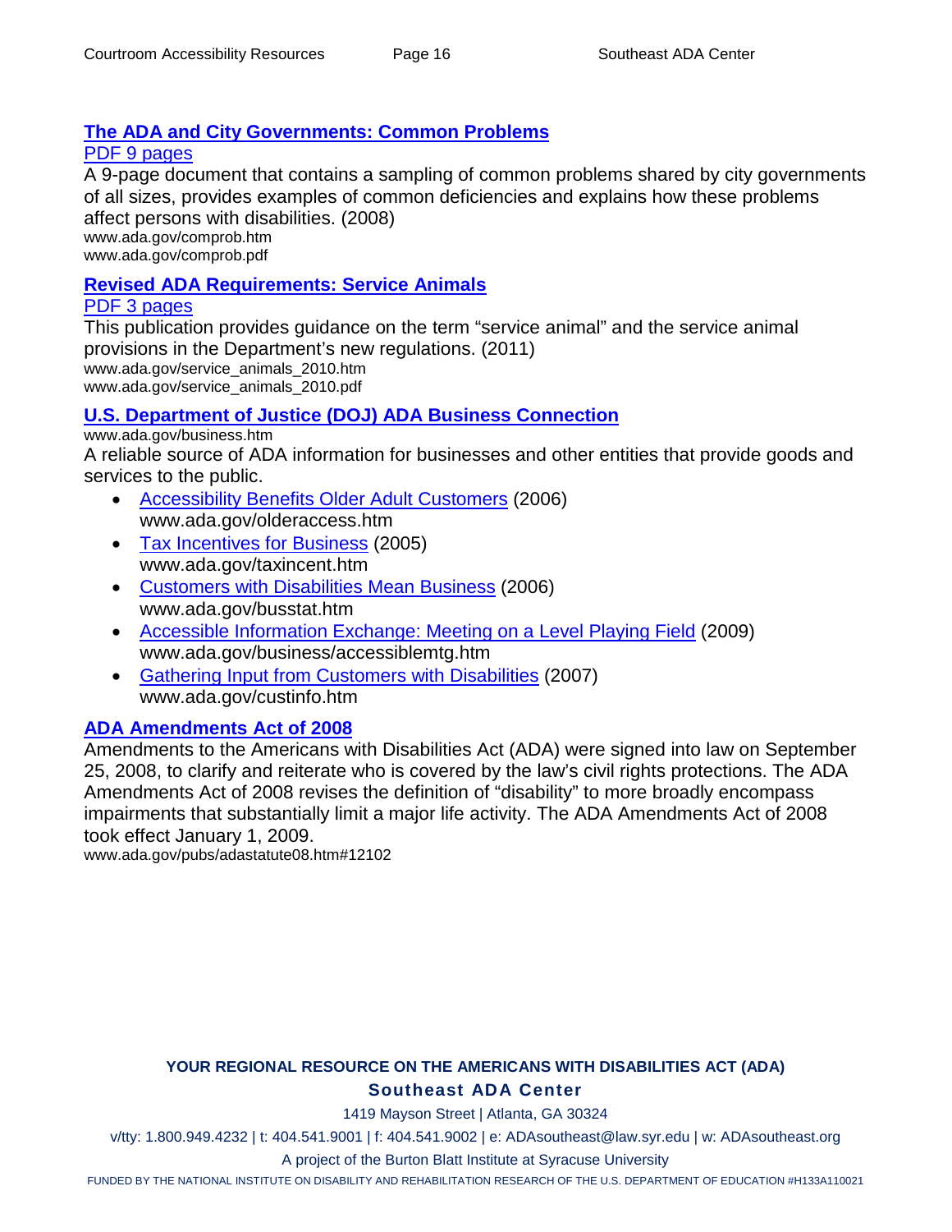### The ADA and City Governments: Common Problems

PDF 9 pages

A 9-page document that contains a sampling of common problems shared by city governments of all sizes, provides examples of common deficiencies and explains how these problems affect persons with disabilities. (2008)

www.ada.gov/comprob.htm
www.ada.gov/comprob.pdf

### Revised ADA Requirements: Service Animals

PDF 3 pages

This publication provides guidance on the term "service animal" and the service animal provisions in the Department's new regulations. (2011)

www.ada.gov/service_animals_2010.htm
www.ada.gov/service_animals_2010.pdf

### U.S. Department of Justice (DOJ) ADA Business Connection

www.ada.gov/business.htm

A reliable source of ADA information for businesses and other entities that provide goods and services to the public.

- Accessibility Benefits Older Adult Customers (2006)
  www.ada.gov/olderaccess.htm
- Tax Incentives for Business (2005)
  www.ada.gov/taxincent.htm
- Customers with Disabilities Mean Business (2006)
  www.ada.gov/busstat.htm
- Accessible Information Exchange: Meeting on a Level Playing Field (2009)
  www.ada.gov/business/accessiblemtg.htm
- Gathering Input from Customers with Disabilities (2007)
  www.ada.gov/custinfo.htm

### ADA Amendments Act of 2008

Amendments to the Americans with Disabilities Act (ADA) were signed into law on September 25, 2008, to clarify and reiterate who is covered by the law's civil rights protections. The ADA Amendments Act of 2008 revises the definition of "disability" to more broadly encompass impairments that substantially limit a major life activity. The ADA Amendments Act of 2008 took effect January 1, 2009.

www.ada.gov/pubs/adastatute08.htm#12102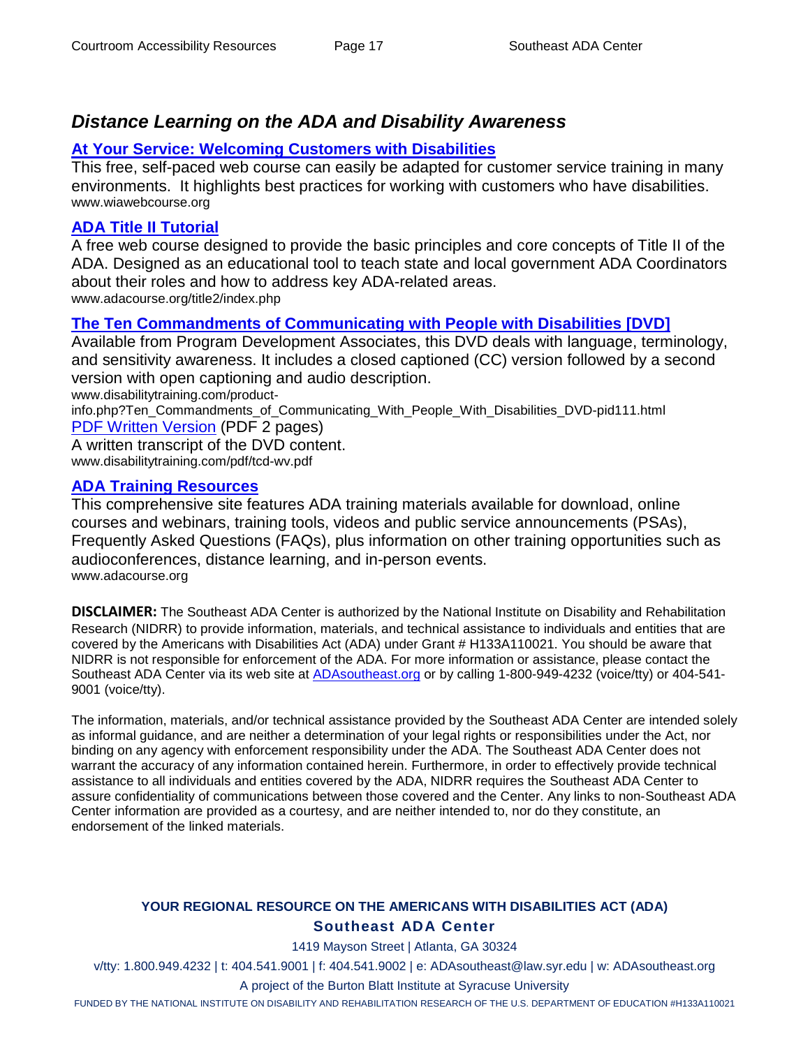## *Distance Learning on the ADA and Disability Awareness*

### **At Your Service: Welcoming Customers with Disabilities**

This free, self-paced web course can easily be adapted for customer service training in many environments. It highlights best practices for working with customers who have disabilities.
www.wiawebcourse.org

### **ADA Title II Tutorial**

A free web course designed to provide the basic principles and core concepts of Title II of the ADA. Designed as an educational tool to teach state and local government ADA Coordinators about their roles and how to address key ADA-related areas.
www.adacourse.org/title2/index.php

### **The Ten Commandments of Communicating with People with Disabilities [DVD]**

Available from Program Development Associates, this DVD deals with language, terminology, and sensitivity awareness. It includes a closed captioned (CC) version followed by a second version with open captioning and audio description.
www.disabilitytraining.com/product-info.php?Ten_Commandments_of_Communicating_With_People_With_Disabilities_DVD-pid111.html

PDF Written Version (PDF 2 pages)
A written transcript of the DVD content.
www.disabilitytraining.com/pdf/tcd-wv.pdf

### **ADA Training Resources**

This comprehensive site features ADA training materials available for download, online courses and webinars, training tools, videos and public service announcements (PSAs), Frequently Asked Questions (FAQs), plus information on other training opportunities such as audioconferences, distance learning, and in-person events.
www.adacourse.org

**DISCLAIMER:** The Southeast ADA Center is authorized by the National Institute on Disability and Rehabilitation Research (NIDRR) to provide information, materials, and technical assistance to individuals and entities that are covered by the Americans with Disabilities Act (ADA) under Grant # H133A110021. You should be aware that NIDRR is not responsible for enforcement of the ADA. For more information or assistance, please contact the Southeast ADA Center via its web site at ADAsoutheast.org or by calling 1-800-949-4232 (voice/tty) or 404-541-9001 (voice/tty).

The information, materials, and/or technical assistance provided by the Southeast ADA Center are intended solely as informal guidance, and are neither a determination of your legal rights or responsibilities under the Act, nor binding on any agency with enforcement responsibility under the ADA. The Southeast ADA Center does not warrant the accuracy of any information contained herein. Furthermore, in order to effectively provide technical assistance to all individuals and entities covered by the ADA, NIDRR requires the Southeast ADA Center to assure confidentiality of communications between those covered and the Center. Any links to non-Southeast ADA Center information are provided as a courtesy, and are neither intended to, nor do they constitute, an endorsement of the linked materials.

**YOUR REGIONAL RESOURCE ON THE AMERICANS WITH DISABILITIES ACT (ADA)**

**Southeast ADA Center**

1419 Mayson Street | Atlanta, GA 30324

v/tty: 1.800.949.4232 | t: 404.541.9001 | f: 404.541.9002 | e: ADAsoutheast@law.syr.edu | w: ADAsoutheast.org

A project of the Burton Blatt Institute at Syracuse University

FUNDED BY THE NATIONAL INSTITUTE ON DISABILITY AND REHABILITATION RESEARCH OF THE U.S. DEPARTMENT OF EDUCATION #H133A110021